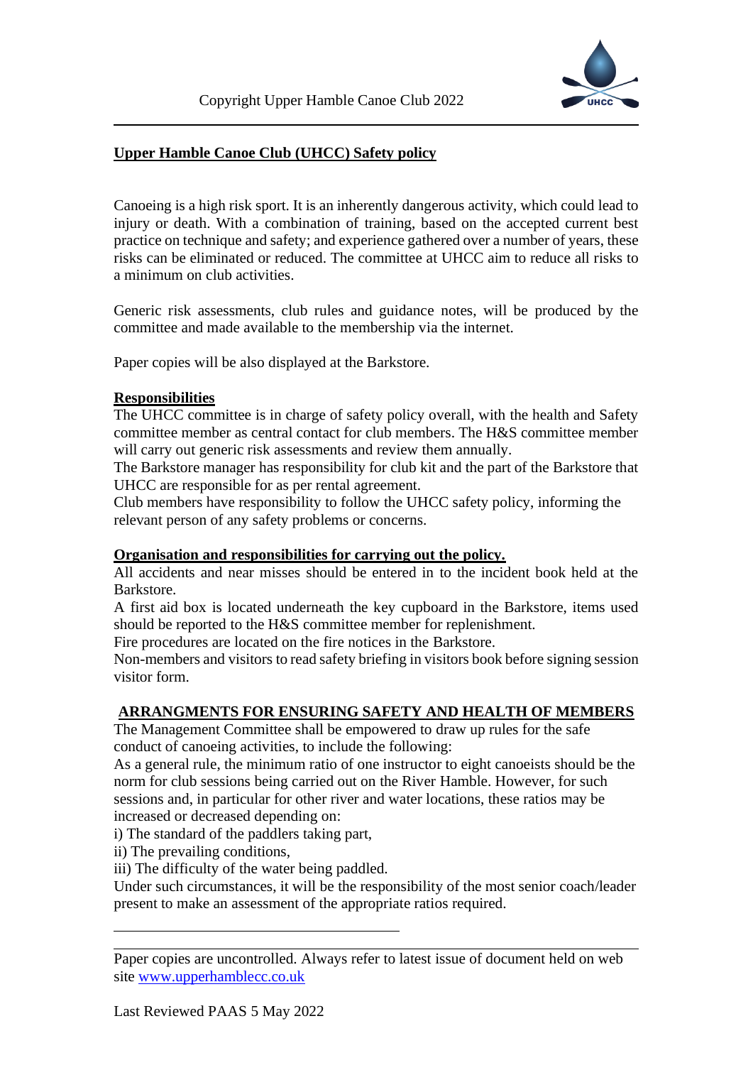## Upper Hamble Canoe Club (UHCC) Safety policy

Canoeing is a high risk sport. It is an inherently dangerous activity, which could lead to injury or death. With a combination of training, based on the accepted current best practice on technique and safety; and experience gathered over a number of years, these risks can be eliminated or reduced. The committee at UHCC aim to reduce all risks to a minimum on club activities.

Generic risk assessments, club rules and guidance notes, will be produced by the committee and made available to the membership via the internet.

Paper copies will be also displayed at the Barkstore.

### Responsibilities

The UHCC committee is in charge of safety policy overall, with the health and Safety committee member as central contact for club members. The H&S committee member will carry out generic risk assessments and review them annually.

The Barkstore manager has responsibility for club kit and the part of the Barkstore that UHCC are responsible for as per rental agreement.

Club members have responsibility to follow the UHCC safety policy, informing the relevant person of any safety problems or concerns.

### Organisation and responsibilities for carrying out the policy.

All accidents and near misses should be entered in to the incident book held at the Barkstore.

A first aid box is located underneath the key cupboard in the Barkstore, items used should be reported to the H&S committee member for replenishment.

Fire procedures are located on the fire notices in the Barkstore.

Non-members and visitors to read safety briefing in visitors book before signing session visitor form.

### ARRANGMENTS FOR ENSURING SAFETY AND HEALTH OF MEMBERS

The Management Committee shall be empowered to draw up rules for the safe conduct of canoeing activities, to include the following:

As a general rule, the minimum ratio of one instructor to eight canoeists should be the norm for club sessions being carried out on the River Hamble. However, for such sessions and, in particular for other river and water locations, these ratios may be increased or decreased depending on:

i) The standard of the paddlers taking part,
ii) The prevailing conditions,
iii) The difficulty of the water being paddled.

Under such circumstances, it will be the responsibility of the most senior coach/leader present to make an assessment of the appropriate ratios required.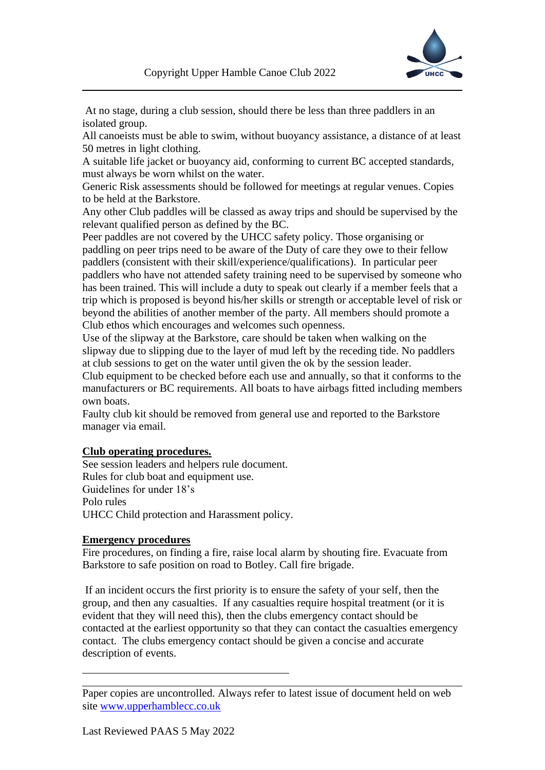At no stage, during a club session, should there be less than three paddlers in an isolated group.

All canoeists must be able to swim, without buoyancy assistance, a distance of at least 50 metres in light clothing.

A suitable life jacket or buoyancy aid, conforming to current BC accepted standards, must always be worn whilst on the water.

Generic Risk assessments should be followed for meetings at regular venues. Copies to be held at the Barkstore.

Any other Club paddles will be classed as away trips and should be supervised by the relevant qualified person as defined by the BC.

Peer paddles are not covered by the UHCC safety policy. Those organising or paddling on peer trips need to be aware of the Duty of care they owe to their fellow paddlers (consistent with their skill/experience/qualifications). In particular peer paddlers who have not attended safety training need to be supervised by someone who has been trained. This will include a duty to speak out clearly if a member feels that a trip which is proposed is beyond his/her skills or strength or acceptable level of risk or beyond the abilities of another member of the party. All members should promote a Club ethos which encourages and welcomes such openness.

Use of the slipway at the Barkstore, care should be taken when walking on the slipway due to slipping due to the layer of mud left by the receding tide. No paddlers at club sessions to get on the water until given the ok by the session leader.

Club equipment to be checked before each use and annually, so that it conforms to the manufacturers or BC requirements. All boats to have airbags fitted including members own boats.

Faulty club kit should be removed from general use and reported to the Barkstore manager via email.

**Club operating procedures.**

See session leaders and helpers rule document.
Rules for club boat and equipment use.
Guidelines for under 18's
Polo rules
UHCC Child protection and Harassment policy.

**Emergency procedures**

Fire procedures, on finding a fire, raise local alarm by shouting fire. Evacuate from Barkstore to safe position on road to Botley. Call fire brigade.

If an incident occurs the first priority is to ensure the safety of your self, then the group, and then any casualties. If any casualties require hospital treatment (or it is evident that they will need this), then the clubs emergency contact should be contacted at the earliest opportunity so that they can contact the casualties emergency contact. The clubs emergency contact should be given a concise and accurate description of events.

Paper copies are uncontrolled. Always refer to latest issue of document held on web site www.upperhamblecc.co.uk

Last Reviewed PAAS 5 May 2022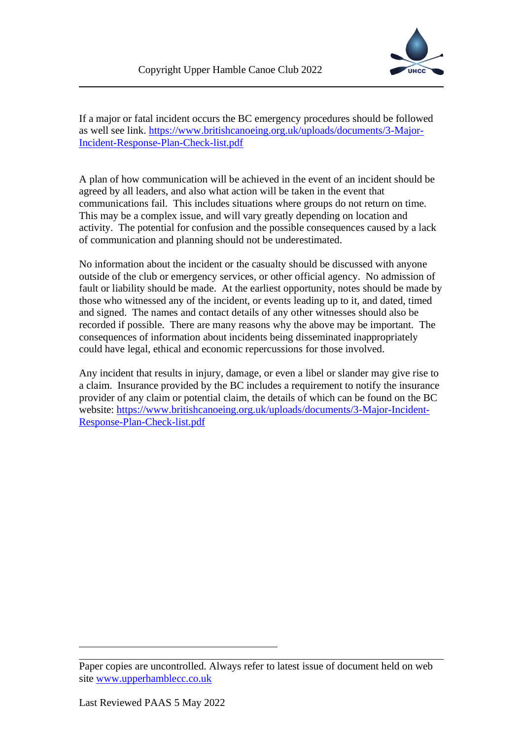If a major or fatal incident occurs the BC emergency procedures should be followed as well see link. [https://www.britishcanoeing.org.uk/uploads/documents/3-Major-Incident-Response-Plan-Check-list.pdf](https://www.britishcanoeing.org.uk/uploads/documents/3-Major-Incident-Response-Plan-Check-list.pdf)

A plan of how communication will be achieved in the event of an incident should be agreed by all leaders, and also what action will be taken in the event that communications fail. This includes situations where groups do not return on time. This may be a complex issue, and will vary greatly depending on location and activity. The potential for confusion and the possible consequences caused by a lack of communication and planning should not be underestimated.

No information about the incident or the casualty should be discussed with anyone outside of the club or emergency services, or other official agency. No admission of fault or liability should be made. At the earliest opportunity, notes should be made by those who witnessed any of the incident, or events leading up to it, and dated, timed and signed. The names and contact details of any other witnesses should also be recorded if possible. There are many reasons why the above may be important. The consequences of information about incidents being disseminated inappropriately could have legal, ethical and economic repercussions for those involved.

Any incident that results in injury, damage, or even a libel or slander may give rise to a claim. Insurance provided by the BC includes a requirement to notify the insurance provider of any claim or potential claim, the details of which can be found on the BC website: [https://www.britishcanoeing.org.uk/uploads/documents/3-Major-Incident-Response-Plan-Check-list.pdf](https://www.britishcanoeing.org.uk/uploads/documents/3-Major-Incident-Response-Plan-Check-list.pdf)